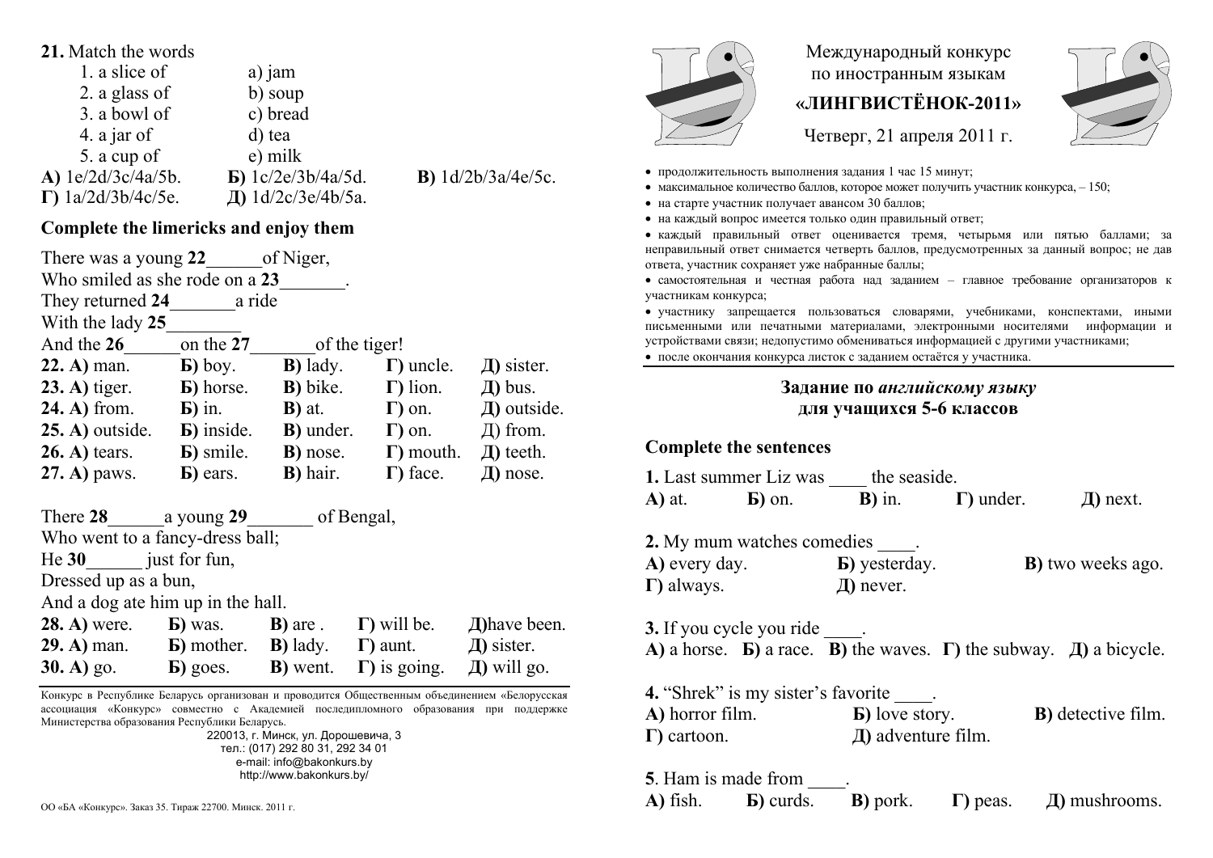**21.** Match the words

1. a slice of — a) jam
2. a glass of — b) soup
3. a bowl of — c) bread
4. a jar of — d) tea
5. a cup of — e) milk

**А)** 1e/2d/3c/4a/5b. **Б)** 1c/2e/3b/4a/5d. **В)** 1d/2b/3a/4e/5c.
**Г)** 1a/2d/3b/4c/5e. **Д)** 1d/2c/3e/4b/5a.

## Complete the limericks and enjoy them

There was a young **22**\_\_\_\_\_\_of Niger,
Who smiled as she rode on a **23**\_\_\_\_\_\_\_.
They returned **24**\_\_\_\_\_\_\_a ride
With the lady **25**\_\_\_\_\_\_\_\_
And the **26**\_\_\_\_\_\_on the **27**\_\_\_\_\_\_\_of the tiger!

| | | | | |
|---|---|---|---|---|
| **22. А)** man. | **Б)** boy. | **В)** lady. | **Г)** uncle. | **Д)** sister. |
| **23. А)** tiger. | **Б)** horse. | **В)** bike. | **Г)** lion. | **Д)** bus. |
| **24. А)** from. | **Б)** in. | **В)** at. | **Г)** on. | **Д)** outside. |
| **25. А)** outside. | **Б)** inside. | **В)** under. | **Г)** on. | Д) from. |
| **26. А)** tears. | **Б)** smile. | **В)** nose. | **Г)** mouth. | **Д)** teeth. |
| **27. А)** paws. | **Б)** ears. | **В)** hair. | **Г)** face. | **Д)** nose. |

There **28**\_\_\_\_\_\_a young **29**\_\_\_\_\_\_\_ of Bengal,
Who went to a fancy-dress ball;
He **30**\_\_\_\_\_\_ just for fun,
Dressed up as a bun,
And a dog ate him up in the hall.

| | | | | |
|---|---|---|---|---|
| **28. А)** were. | **Б)** was. | **В)** are . | **Г)** will be. | **Д)**have been. |
| **29. А)** man. | **Б)** mother. | **В)** lady. | **Г)** aunt. | **Д)** sister. |
| **30. А)** go. | **Б)** goes. | **В)** went. | **Г)** is going. | **Д)** will go. |

Конкурс в Республике Беларусь организован и проводится Общественным объединением «Белорусская ассоциация «Конкурс» совместно с Академией последипломного образования при поддержке Министерства образования Республики Беларусь.

220013, г. Минск, ул. Дорошевича, 3
тел.: (017) 292 80 31, 292 34 01
e-mail: info@bakonkurs.by
http://www.bakonkurs.by/

ОО «БА «Конкурс». Заказ 35. Тираж 22700. Минск. 2011 г.

# Международный конкурс по иностранным языкам «ЛИНГВИСТЁНОК-2011»

Четверг, 21 апреля 2011 г.

- продолжительность выполнения задания 1 час 15 минут;
- максимальное количество баллов, которое может получить участник конкурса, – 150;
- на старте участник получает авансом 30 баллов;
- на каждый вопрос имеется только один правильный ответ;
- каждый правильный ответ оценивается тремя, четырьмя или пятью баллами; за неправильный ответ снимается четверть баллов, предусмотренных за данный вопрос; не дав ответа, участник сохраняет уже набранные баллы;
- самостоятельная и честная работа над заданием – главное требование организаторов к участникам конкурса;
- участнику запрещается пользоваться словарями, учебниками, конспектами, иными письменными или печатными материалами, электронными носителями информации и устройствами связи; недопустимо обмениваться информацией с другими участниками;
- после окончания конкурса листок с заданием остаётся у участника.

## Задание по *английскому языку* для учащихся 5-6 классов

## Complete the sentences

**1.** Last summer Liz was \_\_\_\_ the seaside.
**А)** at. **Б)** on. **В)** in. **Г)** under. **Д)** next.

**2.** My mum watches comedies \_\_\_\_.
**А)** every day. **Б)** yesterday. **В)** two weeks ago.
**Г)** always. **Д)** never.

**3.** If you cycle you ride \_\_\_\_.
**А)** a horse. **Б)** a race. **В)** the waves. **Г)** the subway. **Д)** a bicycle.

**4.** “Shrek” is my sister’s favorite \_\_\_\_.
**А)** horror film. **Б)** love story. **В)** detective film.
**Г)** cartoon. **Д)** adventure film.

**5**. Ham is made from \_\_\_\_.
**А)** fish. **Б)** curds. **В)** pork. **Г)** peas. **Д)** mushrooms.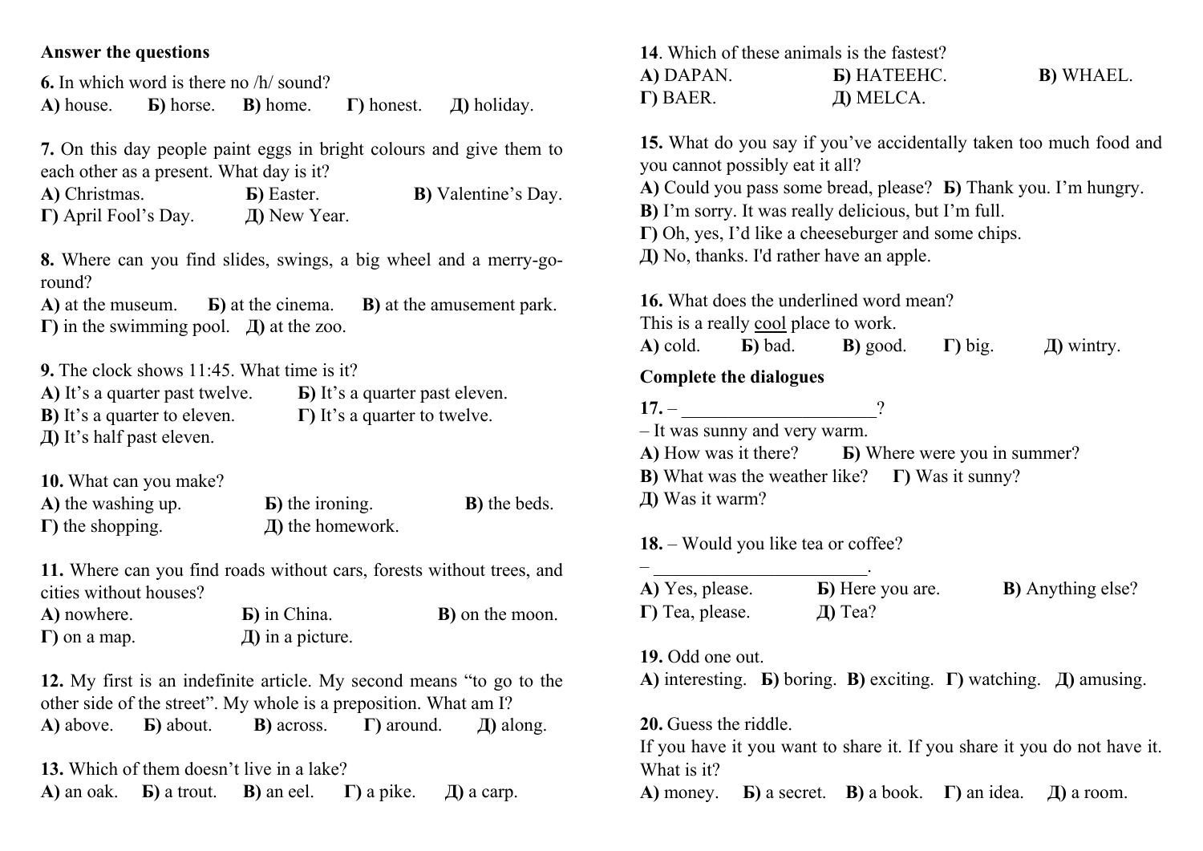**Answer the questions**

**6.** In which word is there no /h/ sound?
**А)** house. **Б)** horse. **В)** home. **Г)** honest. **Д)** holiday.

**7.** On this day people paint eggs in bright colours and give them to each other as a present. What day is it?
**А)** Christmas. **Б)** Easter. **В)** Valentine's Day.
**Г)** April Fool's Day. **Д)** New Year.

**8.** Where can you find slides, swings, a big wheel and a merry-go-round?
**А)** at the museum. **Б)** at the cinema. **В)** at the amusement park.
**Г)** in the swimming pool. **Д)** at the zoo.

**9.** The clock shows 11:45. What time is it?
**А)** It's a quarter past twelve. **Б)** It's a quarter past eleven.
**В)** It's a quarter to eleven. **Г)** It's a quarter to twelve.
**Д)** It's half past eleven.

**10.** What can you make?
**А)** the washing up. **Б)** the ironing. **В)** the beds.
**Г)** the shopping. **Д)** the homework.

**11.** Where can you find roads without cars, forests without trees, and cities without houses?
**А)** nowhere. **Б)** in China. **В)** on the moon.
**Г)** on a map. **Д)** in a picture.

**12.** My first is an indefinite article. My second means "to go to the other side of the street". My whole is a preposition. What am I?
**А)** above. **Б)** about. **В)** across. **Г)** around. **Д)** along.

**13.** Which of them doesn't live in a lake?
**А)** an oak. **Б)** a trout. **В)** an eel. **Г)** a pike. **Д)** a carp.

**14**. Which of these animals is the fastest?
**А)** DAPAN. **Б)** HATEEHC. **В)** WHAEL.
**Г)** BAER. **Д)** MELCA.

**15.** What do you say if you've accidentally taken too much food and you cannot possibly eat it all?
**А)** Could you pass some bread, please? **Б)** Thank you. I'm hungry.
**В)** I'm sorry. It was really delicious, but I'm full.
**Г)** Oh, yes, I'd like a cheeseburger and some chips.
**Д)** No, thanks. I'd rather have an apple.

**16.** What does the underlined word mean?
This is a really <u>cool</u> place to work.
**А)** cold. **Б)** bad. **В)** good. **Г)** big. **Д)** wintry.

**Complete the dialogues**

**17.** – ____________________?
– It was sunny and very warm.
**А)** How was it there? **Б)** Where were you in summer?
**В)** What was the weather like? **Г)** Was it sunny?
**Д)** Was it warm?

**18.** – Would you like tea or coffee?
– ______________________.
**А)** Yes, please. **Б)** Here you are. **В)** Anything else?
**Г)** Tea, please. **Д)** Tea?

**19.** Odd one out.
**А)** interesting. **Б)** boring. **В)** exciting. **Г)** watching. **Д)** amusing.

**20.** Guess the riddle.
If you have it you want to share it. If you share it you do not have it. What is it?
**А)** money. **Б)** a secret. **В)** a book. **Г)** an idea. **Д)** a room.